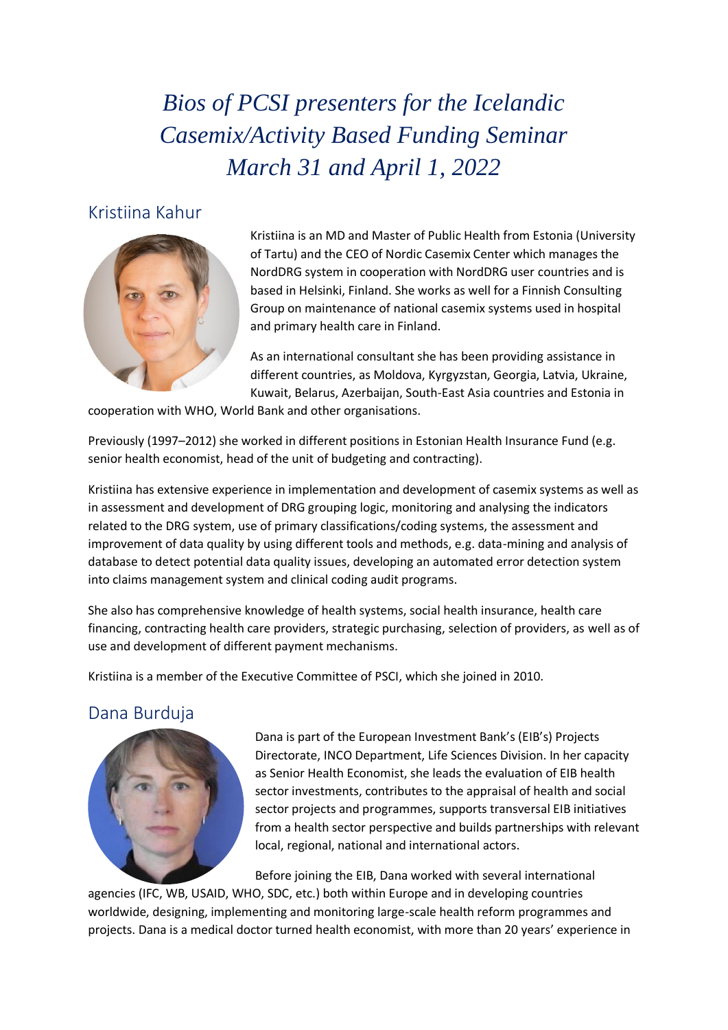# *Bios of PCSI presenters for the Icelandic Casemix/Activity Based Funding Seminar March 31 and April 1, 2022*

## Kristiina Kahur

Kristiina is an MD and Master of Public Health from Estonia (University of Tartu) and the CEO of Nordic Casemix Center which manages the NordDRG system in cooperation with NordDRG user countries and is based in Helsinki, Finland. She works as well for a Finnish Consulting Group on maintenance of national casemix systems used in hospital and primary health care in Finland.

As an international consultant she has been providing assistance in different countries, as Moldova, Kyrgyzstan, Georgia, Latvia, Ukraine, Kuwait, Belarus, Azerbaijan, South-East Asia countries and Estonia in cooperation with WHO, World Bank and other organisations.

Previously (1997–2012) she worked in different positions in Estonian Health Insurance Fund (e.g. senior health economist, head of the unit of budgeting and contracting).

Kristiina has extensive experience in implementation and development of casemix systems as well as in assessment and development of DRG grouping logic, monitoring and analysing the indicators related to the DRG system, use of primary classifications/coding systems, the assessment and improvement of data quality by using different tools and methods, e.g. data-mining and analysis of database to detect potential data quality issues, developing an automated error detection system into claims management system and clinical coding audit programs.

She also has comprehensive knowledge of health systems, social health insurance, health care financing, contracting health care providers, strategic purchasing, selection of providers, as well as of use and development of different payment mechanisms.

Kristiina is a member of the Executive Committee of PSCI, which she joined in 2010.

## Dana Burduja

Dana is part of the European Investment Bank's (EIB's) Projects Directorate, INCO Department, Life Sciences Division. In her capacity as Senior Health Economist, she leads the evaluation of EIB health sector investments, contributes to the appraisal of health and social sector projects and programmes, supports transversal EIB initiatives from a health sector perspective and builds partnerships with relevant local, regional, national and international actors.

Before joining the EIB, Dana worked with several international agencies (IFC, WB, USAID, WHO, SDC, etc.) both within Europe and in developing countries worldwide, designing, implementing and monitoring large-scale health reform programmes and projects. Dana is a medical doctor turned health economist, with more than 20 years' experience in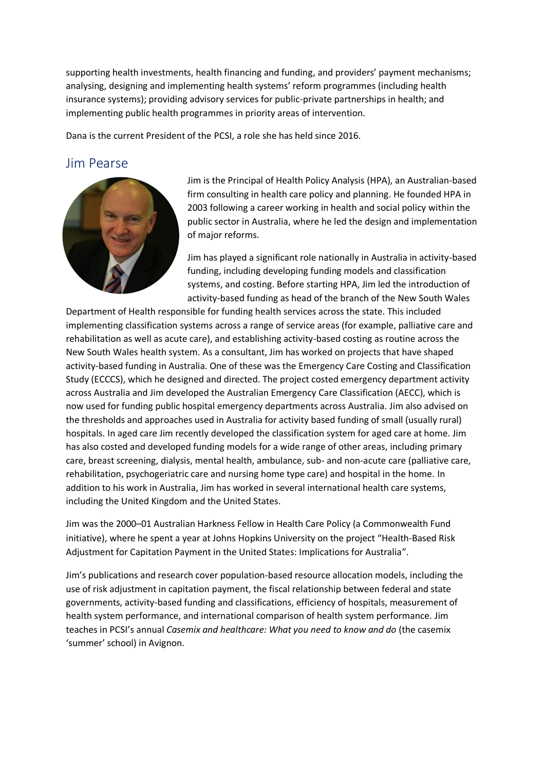supporting health investments, health financing and funding, and providers' payment mechanisms; analysing, designing and implementing health systems' reform programmes (including health insurance systems); providing advisory services for public-private partnerships in health; and implementing public health programmes in priority areas of intervention.

Dana is the current President of the PCSI, a role she has held since 2016.

## Jim Pearse

Jim is the Principal of Health Policy Analysis (HPA), an Australian-based firm consulting in health care policy and planning. He founded HPA in 2003 following a career working in health and social policy within the public sector in Australia, where he led the design and implementation of major reforms.

Jim has played a significant role nationally in Australia in activity-based funding, including developing funding models and classification systems, and costing. Before starting HPA, Jim led the introduction of activity-based funding as head of the branch of the New South Wales Department of Health responsible for funding health services across the state. This included implementing classification systems across a range of service areas (for example, palliative care and rehabilitation as well as acute care), and establishing activity-based costing as routine across the New South Wales health system. As a consultant, Jim has worked on projects that have shaped activity-based funding in Australia. One of these was the Emergency Care Costing and Classification Study (ECCCS), which he designed and directed. The project costed emergency department activity across Australia and Jim developed the Australian Emergency Care Classification (AECC), which is now used for funding public hospital emergency departments across Australia. Jim also advised on the thresholds and approaches used in Australia for activity based funding of small (usually rural) hospitals. In aged care Jim recently developed the classification system for aged care at home. Jim has also costed and developed funding models for a wide range of other areas, including primary care, breast screening, dialysis, mental health, ambulance, sub- and non-acute care (palliative care, rehabilitation, psychogeriatric care and nursing home type care) and hospital in the home. In addition to his work in Australia, Jim has worked in several international health care systems, including the United Kingdom and the United States.

Jim was the 2000–01 Australian Harkness Fellow in Health Care Policy (a Commonwealth Fund initiative), where he spent a year at Johns Hopkins University on the project "Health-Based Risk Adjustment for Capitation Payment in the United States: Implications for Australia".

Jim's publications and research cover population-based resource allocation models, including the use of risk adjustment in capitation payment, the fiscal relationship between federal and state governments, activity-based funding and classifications, efficiency of hospitals, measurement of health system performance, and international comparison of health system performance. Jim teaches in PCSI's annual *Casemix and healthcare: What you need to know and do* (the casemix 'summer' school) in Avignon.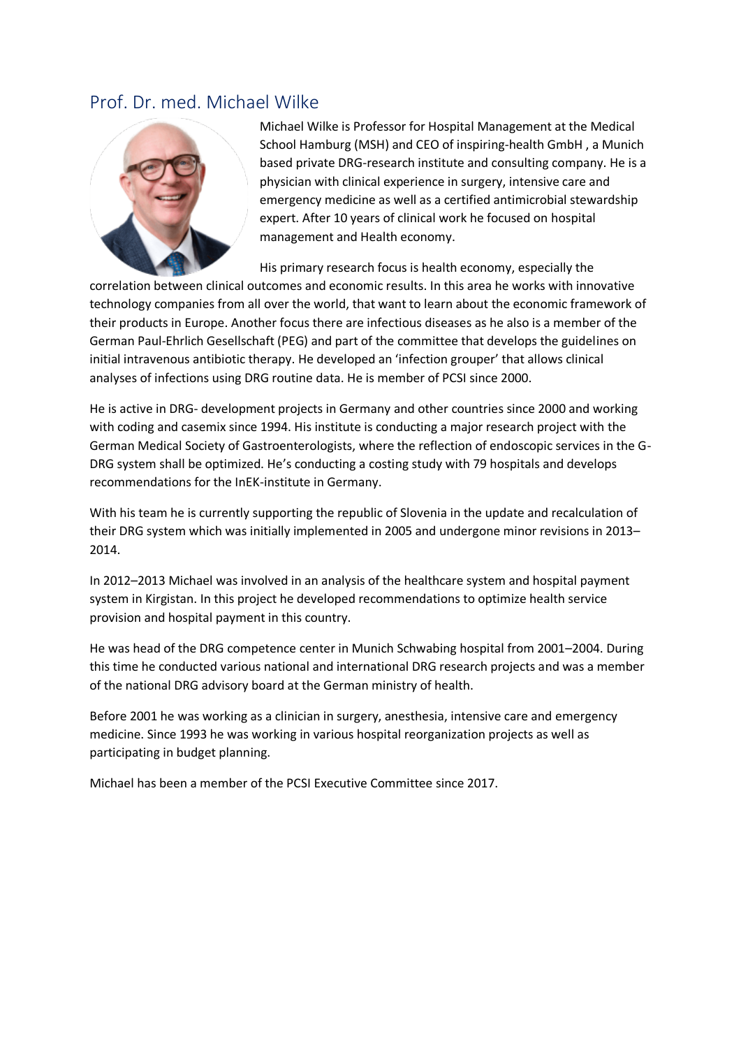## Prof. Dr. med. Michael Wilke

Michael Wilke is Professor for Hospital Management at the Medical School Hamburg (MSH) and CEO of inspiring-health GmbH , a Munich based private DRG-research institute and consulting company. He is a physician with clinical experience in surgery, intensive care and emergency medicine as well as a certified antimicrobial stewardship expert. After 10 years of clinical work he focused on hospital management and Health economy.

His primary research focus is health economy, especially the correlation between clinical outcomes and economic results. In this area he works with innovative technology companies from all over the world, that want to learn about the economic framework of their products in Europe. Another focus there are infectious diseases as he also is a member of the German Paul-Ehrlich Gesellschaft (PEG) and part of the committee that develops the guidelines on initial intravenous antibiotic therapy. He developed an 'infection grouper' that allows clinical analyses of infections using DRG routine data. He is member of PCSI since 2000.

He is active in DRG- development projects in Germany and other countries since 2000 and working with coding and casemix since 1994. His institute is conducting a major research project with the German Medical Society of Gastroenterologists, where the reflection of endoscopic services in the G-DRG system shall be optimized. He's conducting a costing study with 79 hospitals and develops recommendations for the InEK-institute in Germany.

With his team he is currently supporting the republic of Slovenia in the update and recalculation of their DRG system which was initially implemented in 2005 and undergone minor revisions in 2013–2014.

In 2012–2013 Michael was involved in an analysis of the healthcare system and hospital payment system in Kirgistan. In this project he developed recommendations to optimize health service provision and hospital payment in this country.

He was head of the DRG competence center in Munich Schwabing hospital from 2001–2004. During this time he conducted various national and international DRG research projects and was a member of the national DRG advisory board at the German ministry of health.

Before 2001 he was working as a clinician in surgery, anesthesia, intensive care and emergency medicine. Since 1993 he was working in various hospital reorganization projects as well as participating in budget planning.

Michael has been a member of the PCSI Executive Committee since 2017.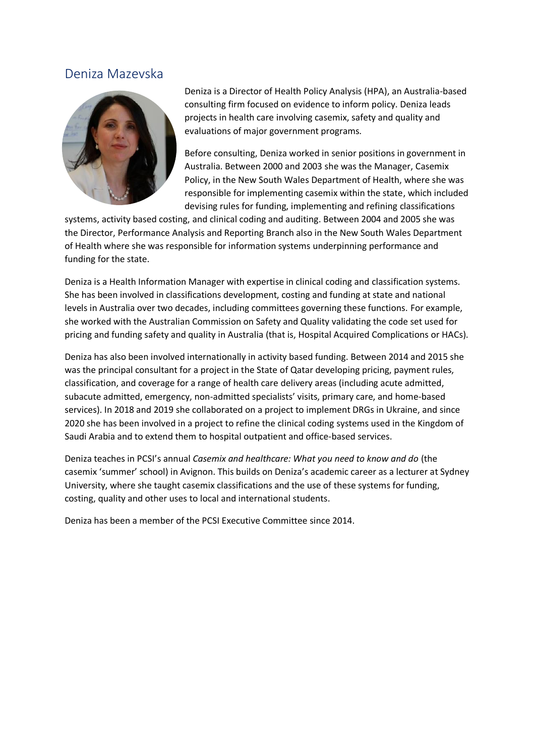## Deniza Mazevska

Deniza is a Director of Health Policy Analysis (HPA), an Australia-based consulting firm focused on evidence to inform policy. Deniza leads projects in health care involving casemix, safety and quality and evaluations of major government programs.

Before consulting, Deniza worked in senior positions in government in Australia. Between 2000 and 2003 she was the Manager, Casemix Policy, in the New South Wales Department of Health, where she was responsible for implementing casemix within the state, which included devising rules for funding, implementing and refining classifications systems, activity based costing, and clinical coding and auditing. Between 2004 and 2005 she was the Director, Performance Analysis and Reporting Branch also in the New South Wales Department of Health where she was responsible for information systems underpinning performance and funding for the state.

Deniza is a Health Information Manager with expertise in clinical coding and classification systems. She has been involved in classifications development, costing and funding at state and national levels in Australia over two decades, including committees governing these functions. For example, she worked with the Australian Commission on Safety and Quality validating the code set used for pricing and funding safety and quality in Australia (that is, Hospital Acquired Complications or HACs).

Deniza has also been involved internationally in activity based funding. Between 2014 and 2015 she was the principal consultant for a project in the State of Qatar developing pricing, payment rules, classification, and coverage for a range of health care delivery areas (including acute admitted, subacute admitted, emergency, non-admitted specialists' visits, primary care, and home-based services). In 2018 and 2019 she collaborated on a project to implement DRGs in Ukraine, and since 2020 she has been involved in a project to refine the clinical coding systems used in the Kingdom of Saudi Arabia and to extend them to hospital outpatient and office-based services.

Deniza teaches in PCSI's annual *Casemix and healthcare: What you need to know and do* (the casemix 'summer' school) in Avignon. This builds on Deniza's academic career as a lecturer at Sydney University, where she taught casemix classifications and the use of these systems for funding, costing, quality and other uses to local and international students.

Deniza has been a member of the PCSI Executive Committee since 2014.